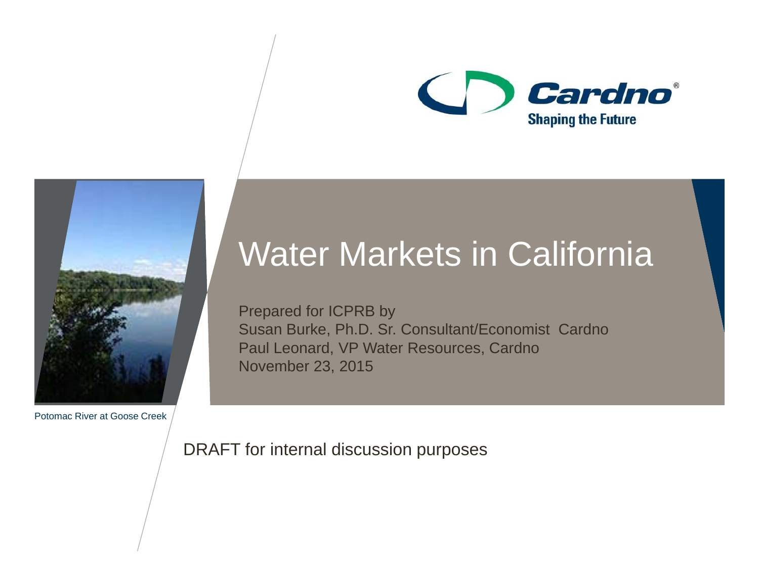Cardno
Shaping the Future

# Water Markets in California

Prepared for ICPRB by
Susan Burke, Ph.D. Sr. Consultant/Economist Cardno
Paul Leonard, VP Water Resources, Cardno
November 23, 2015

Potomac River at Goose Creek

DRAFT for internal discussion purposes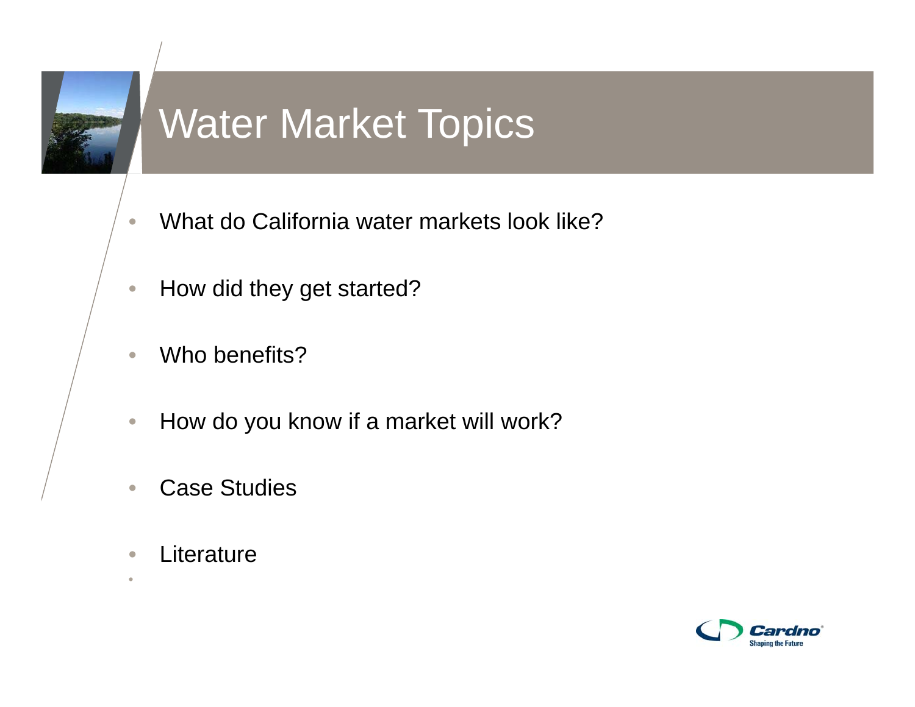# Water Market Topics

- What do California water markets look like?
- How did they get started?
- Who benefits?
- How do you know if a market will work?
- Case Studies
- Literature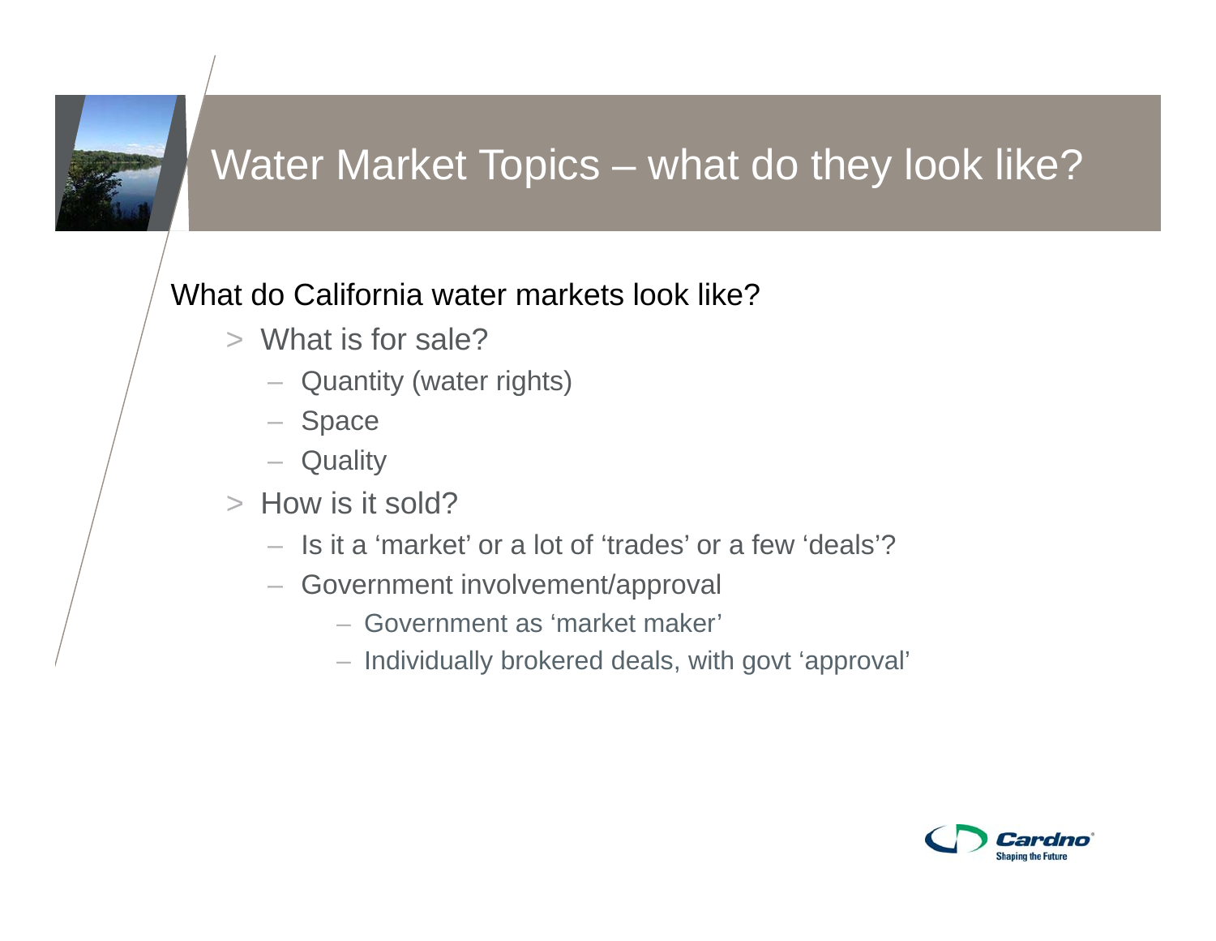# Water Market Topics – what do they look like?

What do California water markets look like?

- What is for sale?
  - Quantity (water rights)
  - Space
  - Quality
- How is it sold?
  - Is it a 'market' or a lot of 'trades' or a few 'deals'?
  - Government involvement/approval
    - Government as 'market maker'
    - Individually brokered deals, with govt 'approval'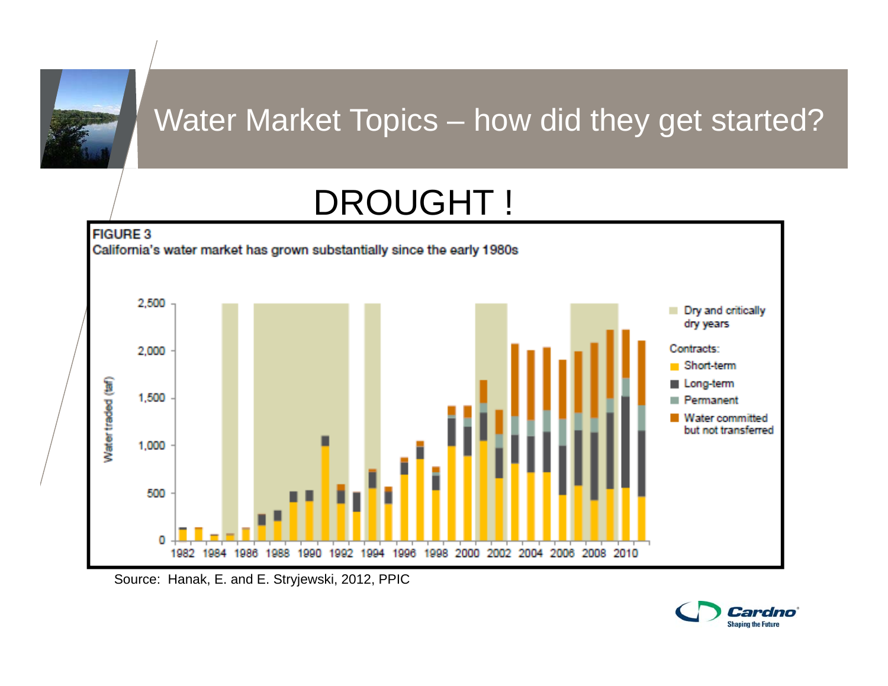# Water Market Topics – how did they get started?

## DROUGHT !

**FIGURE 3**
California's water market has grown substantially since the early 1980s

Source: Hanak, E. and E. Stryjewski, 2012, PPIC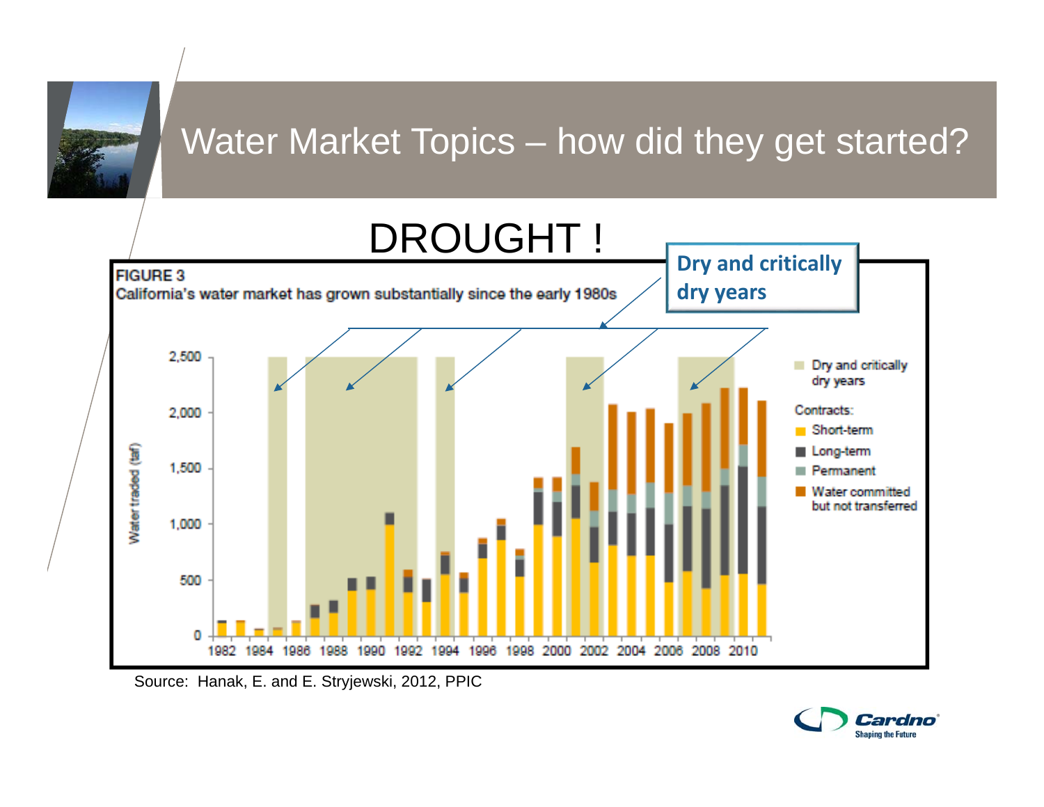# Water Market Topics – how did they get started?

## DROUGHT !

**Dry and critically dry years**

**FIGURE 3**
California's water market has grown substantially since the early 1980s

Legend:
- Dry and critically dry years
- Contracts:
  - Short-term
  - Long-term
  - Permanent
  - Water committed but not transferred

Y-axis: Water traded (taf) — 0, 500, 1,000, 1,500, 2,000, 2,500

X-axis: 1982, 1984, 1986, 1988, 1990, 1992, 1994, 1996, 1998, 2000, 2002, 2004, 2006, 2008, 2010

Source: Hanak, E. and E. Stryjewski, 2012, PPIC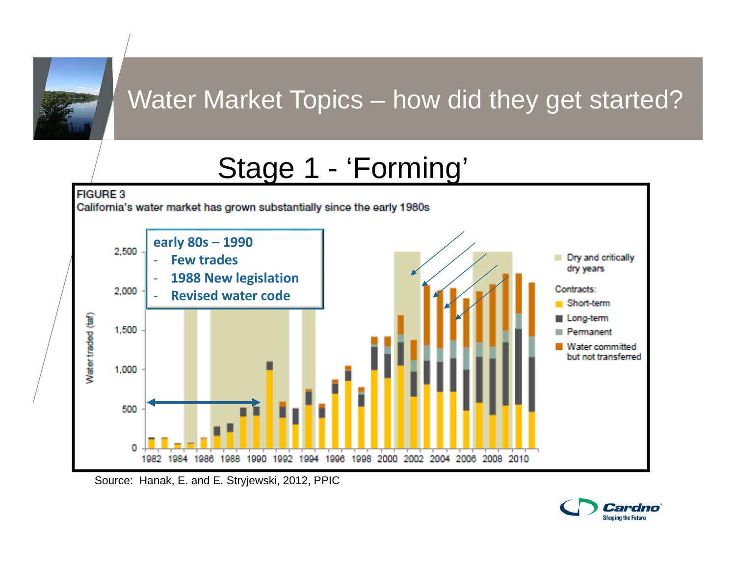# Water Market Topics – how did they get started?

## Stage 1 - 'Forming'

**FIGURE 3**

California's water market has grown substantially since the early 1980s

**early 80s – 1990**

- **Few trades**
- **1988 New legislation**
- **Revised water code**

Water traded (taf)

2,500
2,000
1,500
1,000
500
0

1982 1984 1986 1988 1990 1992 1994 1996 1998 2000 2002 2004 2006 2008 2010

Dry and critically dry years

Contracts:

- Short-term
- Long-term
- Permanent
- Water committed but not transferred

Source: Hanak, E. and E. Stryjewski, 2012, PPIC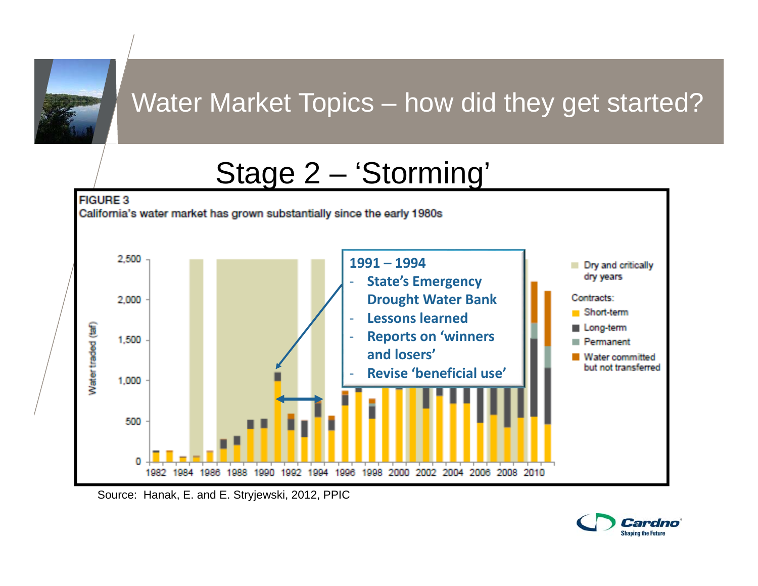# Water Market Topics – how did they get started?

## Stage 2 – 'Storming'

**FIGURE 3**

California's water market has grown substantially since the early 1980s

**1991 – 1994**

- **State's Emergency Drought Water Bank**
- **Lessons learned**
- **Reports on 'winners and losers'**
- **Revise 'beneficial use'**

Legend: Dry and critically dry years; Contracts: Short-term, Long-term, Permanent, Water committed but not transferred

Y-axis: Water traded (taf) — 0, 500, 1,000, 1,500, 2,000, 2,500

X-axis: 1982, 1984, 1986, 1988, 1990, 1992, 1994, 1996, 1998, 2000, 2002, 2004, 2006, 2008, 2010

Source: Hanak, E. and E. Stryjewski, 2012, PPIC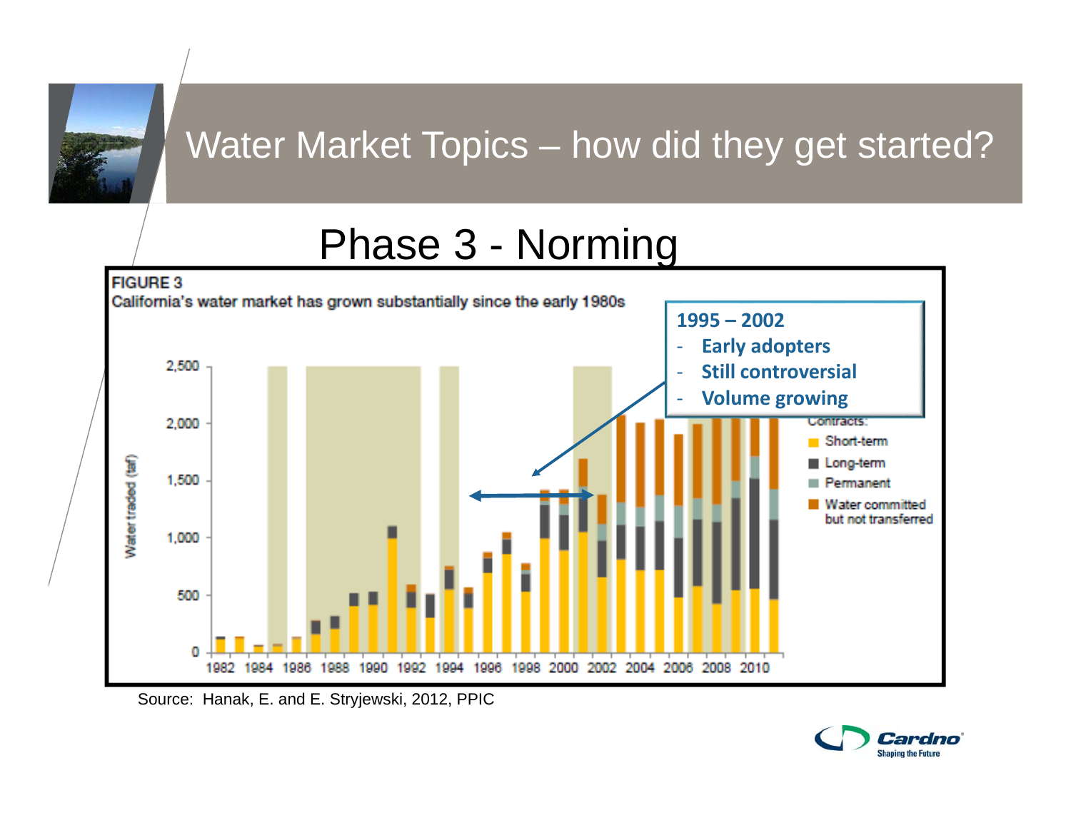# Water Market Topics – how did they get started?

## Phase 3 - Norming

**FIGURE 3**

California's water market has grown substantially since the early 1980s

**1995 – 2002**

- **Early adopters**
- **Still controversial**
- **Volume growing**

Water traded (taf)

Contracts:

- Short-term
- Long-term
- Permanent
- Water committed but not transferred

0, 500, 1,000, 1,500, 2,000, 2,500

1982 1984 1986 1988 1990 1992 1994 1996 1998 2000 2002 2004 2006 2008 2010

Source: Hanak, E. and E. Stryjewski, 2012, PPIC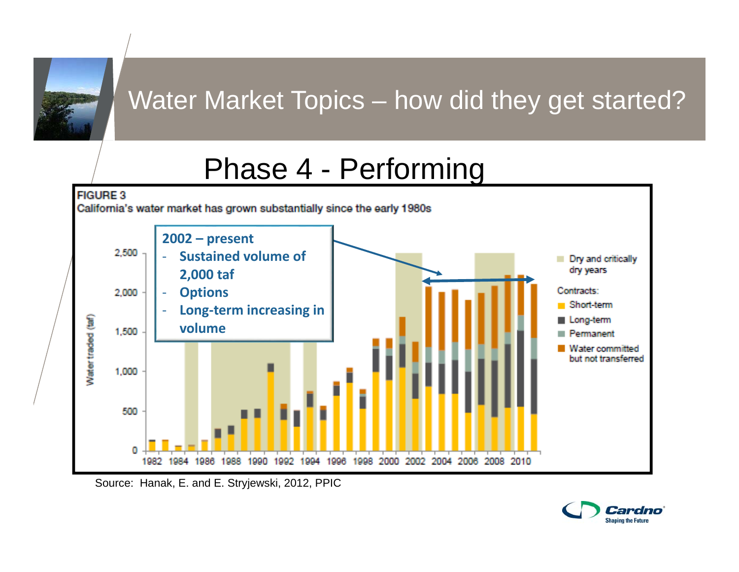# Water Market Topics – how did they get started?

## Phase 4 - Performing

**FIGURE 3**

California's water market has grown substantially since the early 1980s

**2002 – present**

- **Sustained volume of 2,000 taf**
- **Options**
- **Long-term increasing in volume**

Water traded (taf)

0, 500, 1,000, 1,500, 2,000, 2,500

1982 1984 1986 1988 1990 1992 1994 1996 1998 2000 2002 2004 2006 2008 2010

Dry and critically dry years

Contracts:

- Short-term
- Long-term
- Permanent
- Water committed but not transferred

Source: Hanak, E. and E. Stryjewski, 2012, PPIC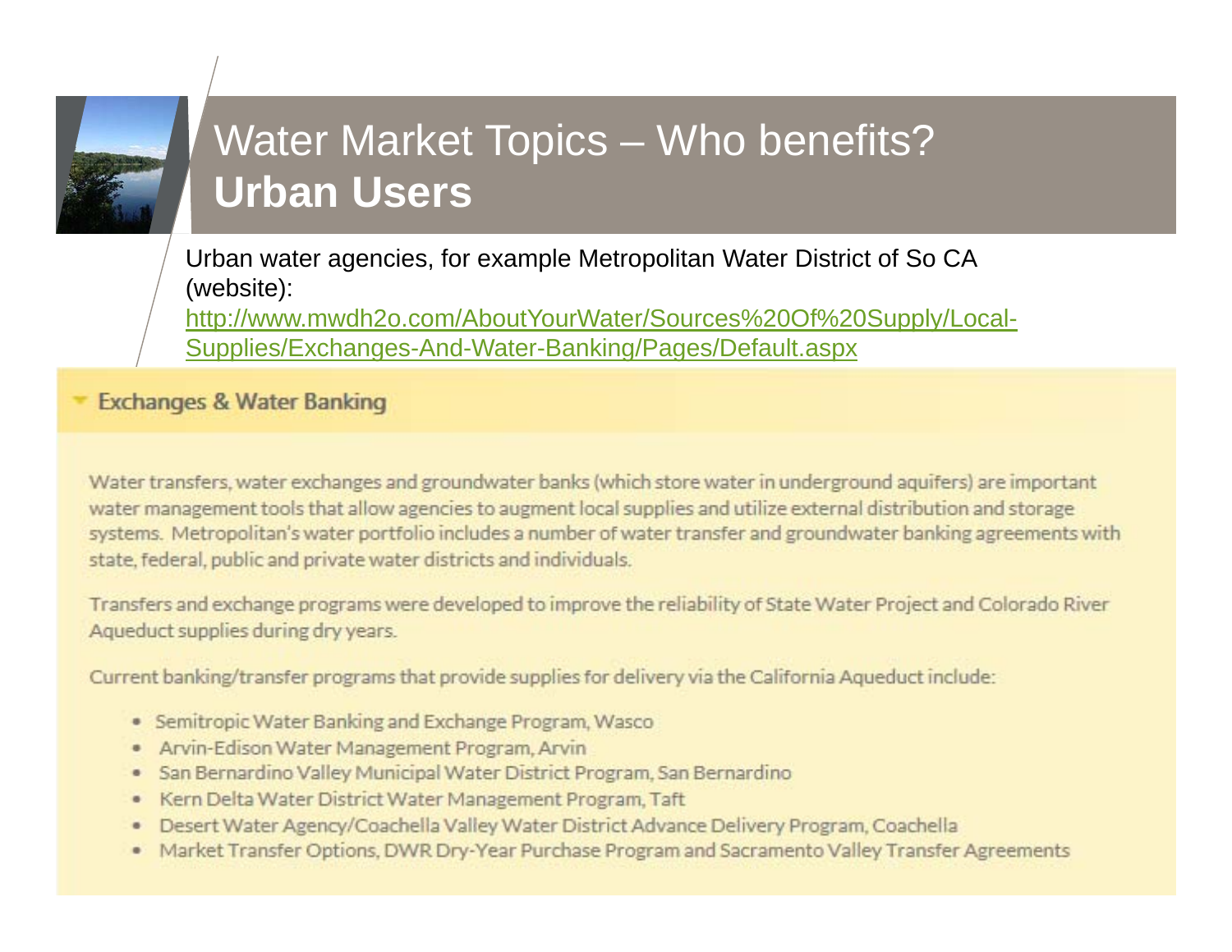# Water Market Topics – Who benefits?
# **Urban Users**

Urban water agencies, for example Metropolitan Water District of So CA (website):
http://www.mwdh2o.com/AboutYourWater/Sources%20Of%20Supply/Local-Supplies/Exchanges-And-Water-Banking/Pages/Default.aspx

## Exchanges & Water Banking

Water transfers, water exchanges and groundwater banks (which store water in underground aquifers) are important water management tools that allow agencies to augment local supplies and utilize external distribution and storage systems. Metropolitan's water portfolio includes a number of water transfer and groundwater banking agreements with state, federal, public and private water districts and individuals.

Transfers and exchange programs were developed to improve the reliability of State Water Project and Colorado River Aqueduct supplies during dry years.

Current banking/transfer programs that provide supplies for delivery via the California Aqueduct include:

- Semitropic Water Banking and Exchange Program, Wasco
- Arvin-Edison Water Management Program, Arvin
- San Bernardino Valley Municipal Water District Program, San Bernardino
- Kern Delta Water District Water Management Program, Taft
- Desert Water Agency/Coachella Valley Water District Advance Delivery Program, Coachella
- Market Transfer Options, DWR Dry-Year Purchase Program and Sacramento Valley Transfer Agreements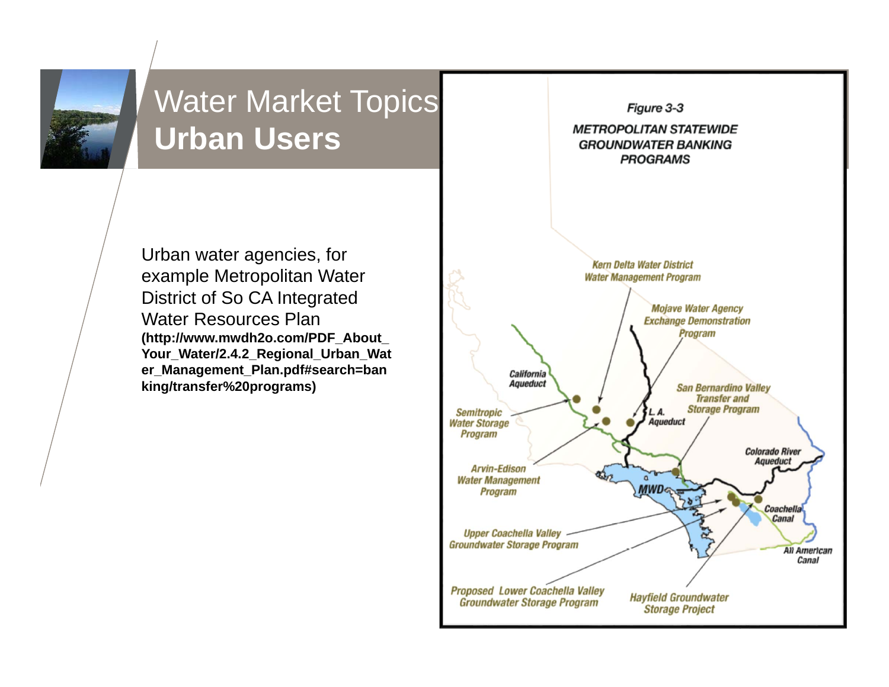# Water Market Topics
## Urban Users

Urban water agencies, for example Metropolitan Water District of So CA Integrated Water Resources Plan **(http://www.mwdh2o.com/PDF_About_Your_Water/2.4.2_Regional_Urban_Water_Management_Plan.pdf#search=banking/transfer%20programs)**

*Figure 3-3*

***METROPOLITAN STATEWIDE GROUNDWATER BANKING PROGRAMS***

Kern Delta Water District Water Management Program

Mojave Water Agency Exchange Demonstration Program

California Aqueduct

L. A. Aqueduct

San Bernardino Valley Transfer and Storage Program

Semitropic Water Storage Program

Colorado River Aqueduct

Arvin-Edison Water Management Program

MWD

Coachella Canal

Upper Coachella Valley Groundwater Storage Program

All American Canal

Proposed Lower Coachella Valley Groundwater Storage Program

Hayfield Groundwater Storage Project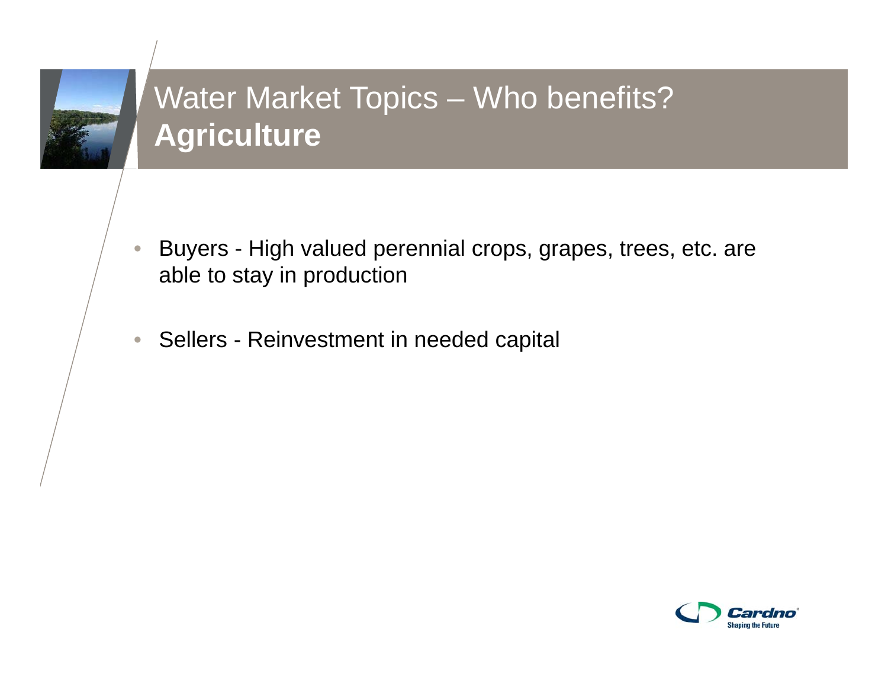# Water Market Topics – Who benefits?
## Agriculture

- Buyers - High valued perennial crops, grapes, trees, etc. are able to stay in production
- Sellers - Reinvestment in needed capital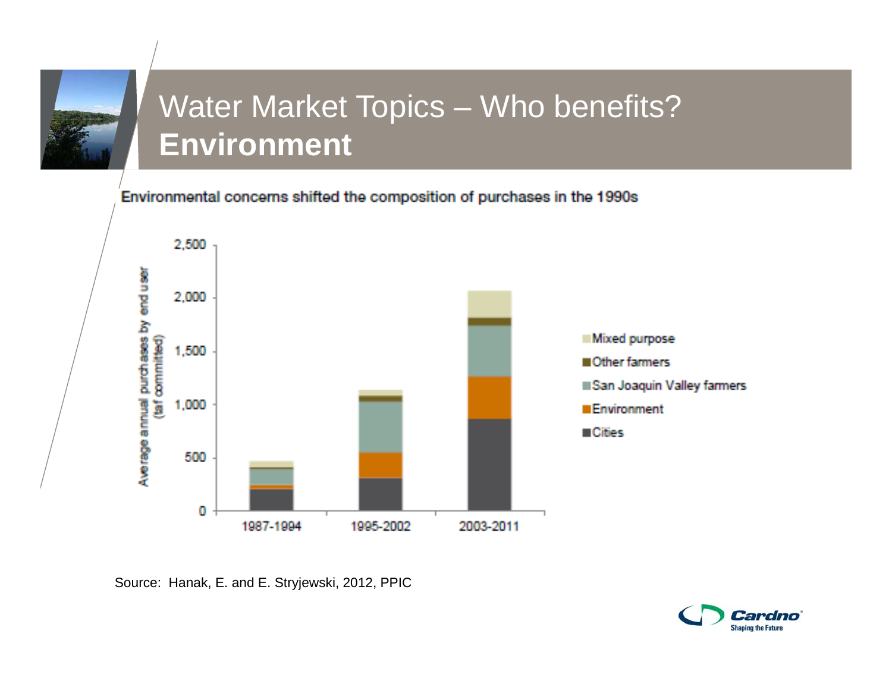# Water Market Topics – Who benefits? **Environment**

Environmental concerns shifted the composition of purchases in the 1990s

Source: Hanak, E. and E. Stryjewski, 2012, PPIC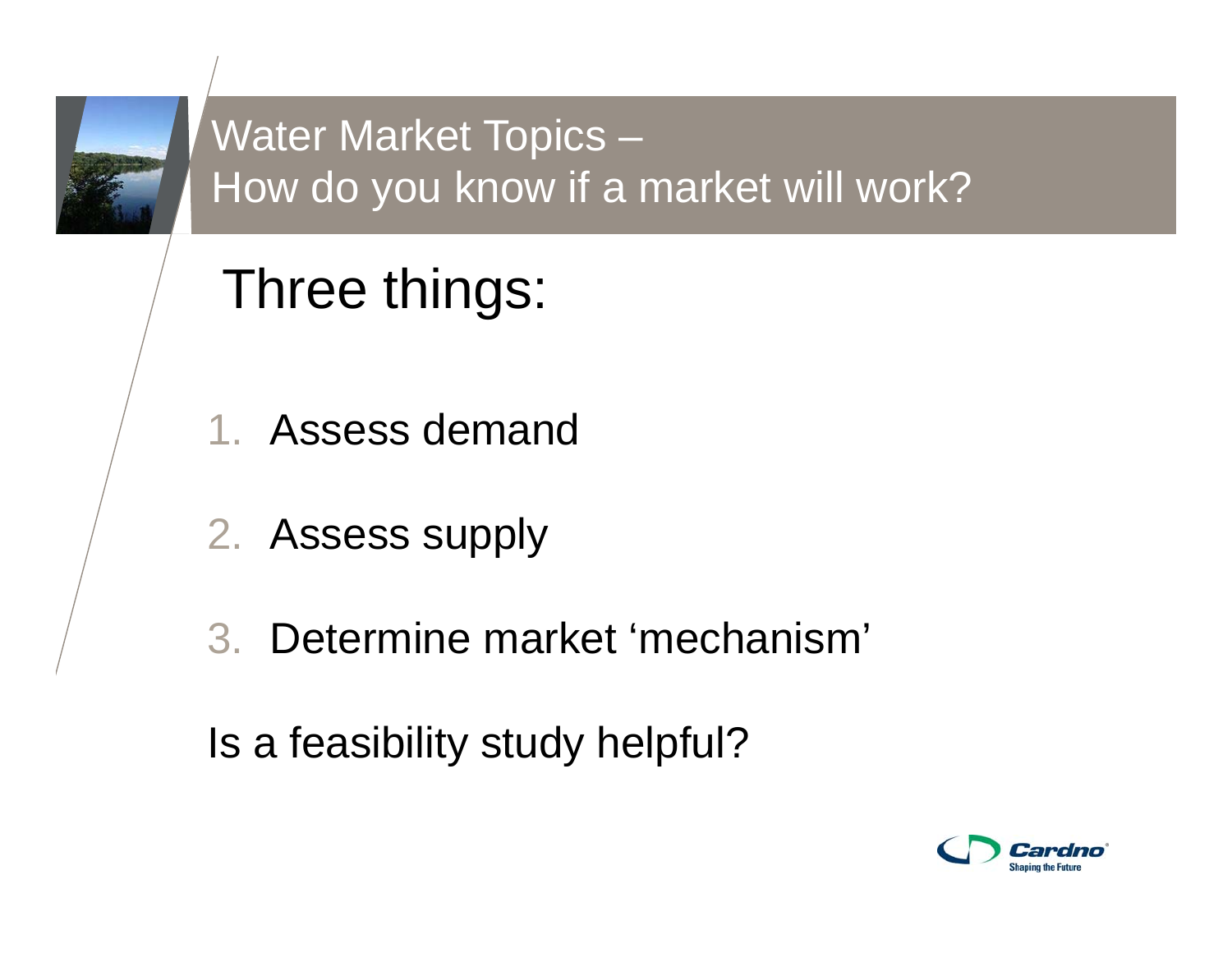# Water Market Topics – How do you know if a market will work?

## Three things:

1. Assess demand
2. Assess supply
3. Determine market 'mechanism'

Is a feasibility study helpful?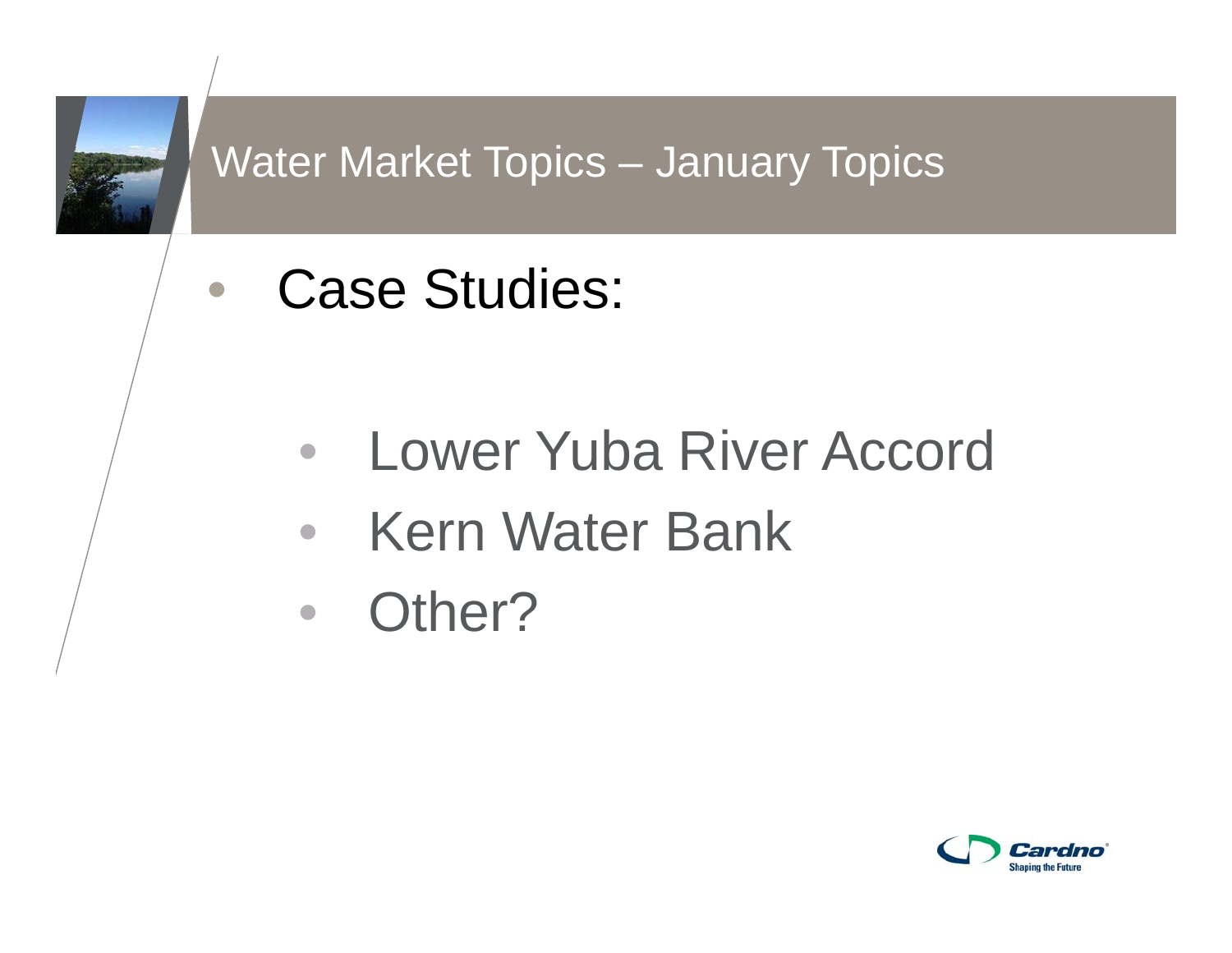# Water Market Topics – January Topics

- Case Studies:
    - Lower Yuba River Accord
    - Kern Water Bank
    - Other?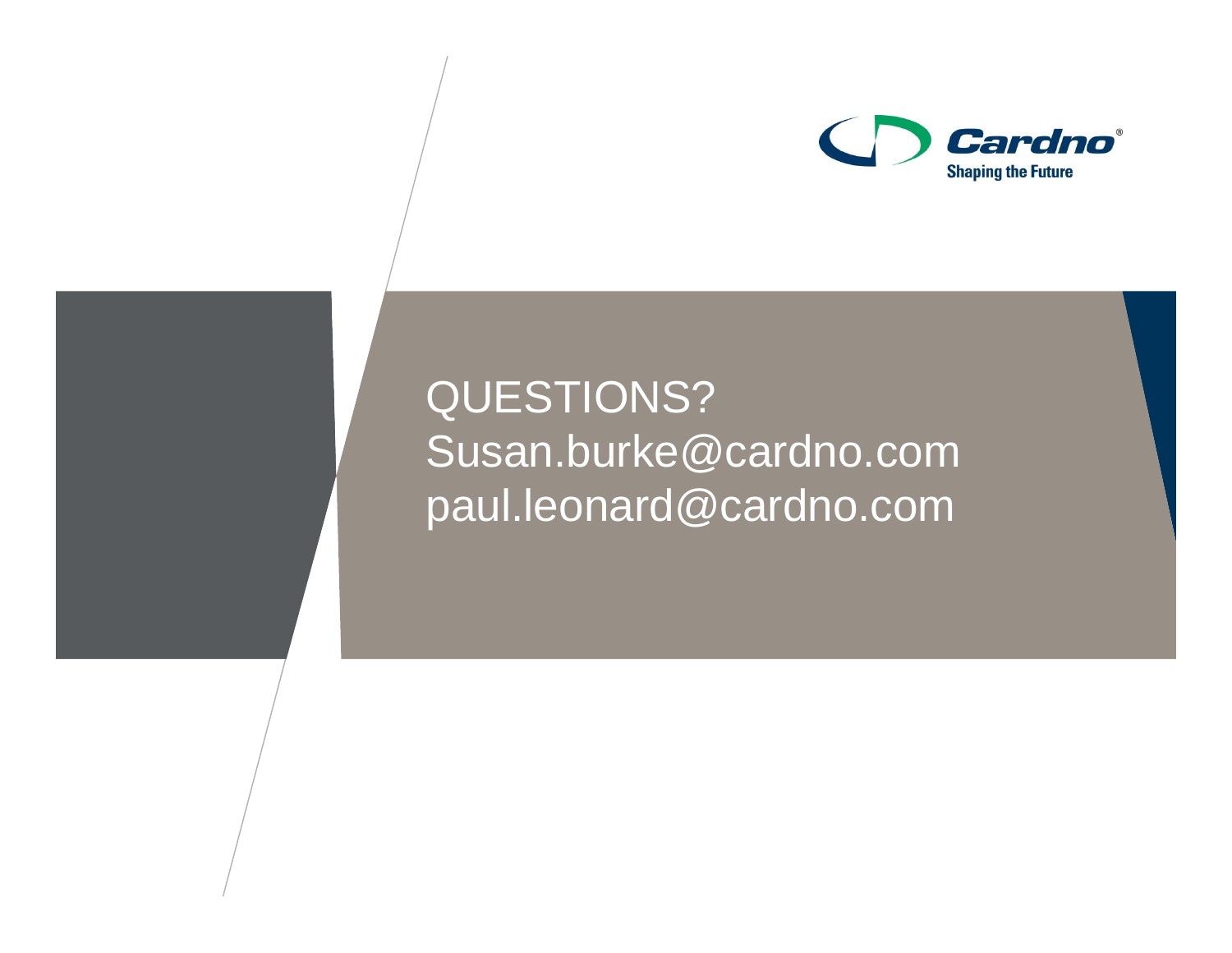Cardno
Shaping the Future

QUESTIONS?
Susan.burke@cardno.com
paul.leonard@cardno.com